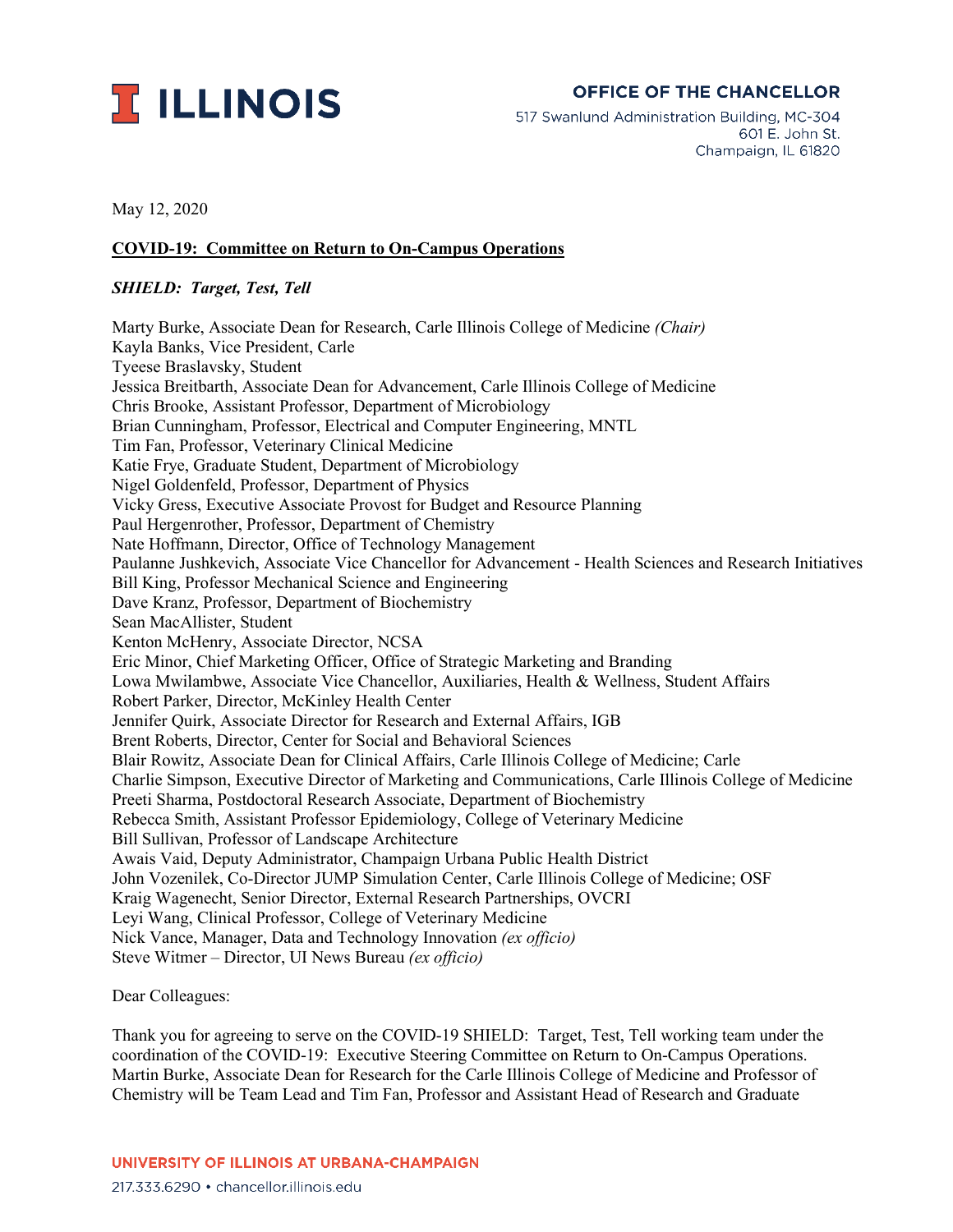# ILLINOIS

**OFFICE OF THE CHANCELLOR**
517 Swanlund Administration Building, MC-304
601 E. John St.
Champaign, IL 61820

May 12, 2020

**COVID-19: Committee on Return to On-Campus Operations**

***SHIELD: Target, Test, Tell***

Marty Burke, Associate Dean for Research, Carle Illinois College of Medicine *(Chair)*
Kayla Banks, Vice President, Carle
Tyeese Braslavsky, Student
Jessica Breitbarth, Associate Dean for Advancement, Carle Illinois College of Medicine
Chris Brooke, Assistant Professor, Department of Microbiology
Brian Cunningham, Professor, Electrical and Computer Engineering, MNTL
Tim Fan, Professor, Veterinary Clinical Medicine
Katie Frye, Graduate Student, Department of Microbiology
Nigel Goldenfeld, Professor, Department of Physics
Vicky Gress, Executive Associate Provost for Budget and Resource Planning
Paul Hergenrother, Professor, Department of Chemistry
Nate Hoffmann, Director, Office of Technology Management
Paulanne Jushkevich, Associate Vice Chancellor for Advancement - Health Sciences and Research Initiatives
Bill King, Professor Mechanical Science and Engineering
Dave Kranz, Professor, Department of Biochemistry
Sean MacAllister, Student
Kenton McHenry, Associate Director, NCSA
Eric Minor, Chief Marketing Officer, Office of Strategic Marketing and Branding
Lowa Mwilambwe, Associate Vice Chancellor, Auxiliaries, Health & Wellness, Student Affairs
Robert Parker, Director, McKinley Health Center
Jennifer Quirk, Associate Director for Research and External Affairs, IGB
Brent Roberts, Director, Center for Social and Behavioral Sciences
Blair Rowitz, Associate Dean for Clinical Affairs, Carle Illinois College of Medicine; Carle
Charlie Simpson, Executive Director of Marketing and Communications, Carle Illinois College of Medicine
Preeti Sharma, Postdoctoral Research Associate, Department of Biochemistry
Rebecca Smith, Assistant Professor Epidemiology, College of Veterinary Medicine
Bill Sullivan, Professor of Landscape Architecture
Awais Vaid, Deputy Administrator, Champaign Urbana Public Health District
John Vozenilek, Co-Director JUMP Simulation Center, Carle Illinois College of Medicine; OSF
Kraig Wagenecht, Senior Director, External Research Partnerships, OVCRI
Leyi Wang, Clinical Professor, College of Veterinary Medicine
Nick Vance, Manager, Data and Technology Innovation *(ex officio)*
Steve Witmer – Director, UI News Bureau *(ex officio)*

Dear Colleagues:

Thank you for agreeing to serve on the COVID-19 SHIELD: Target, Test, Tell working team under the coordination of the COVID-19: Executive Steering Committee on Return to On-Campus Operations. Martin Burke, Associate Dean for Research for the Carle Illinois College of Medicine and Professor of Chemistry will be Team Lead and Tim Fan, Professor and Assistant Head of Research and Graduate

UNIVERSITY OF ILLINOIS AT URBANA-CHAMPAIGN
217.333.6290 • chancellor.illinois.edu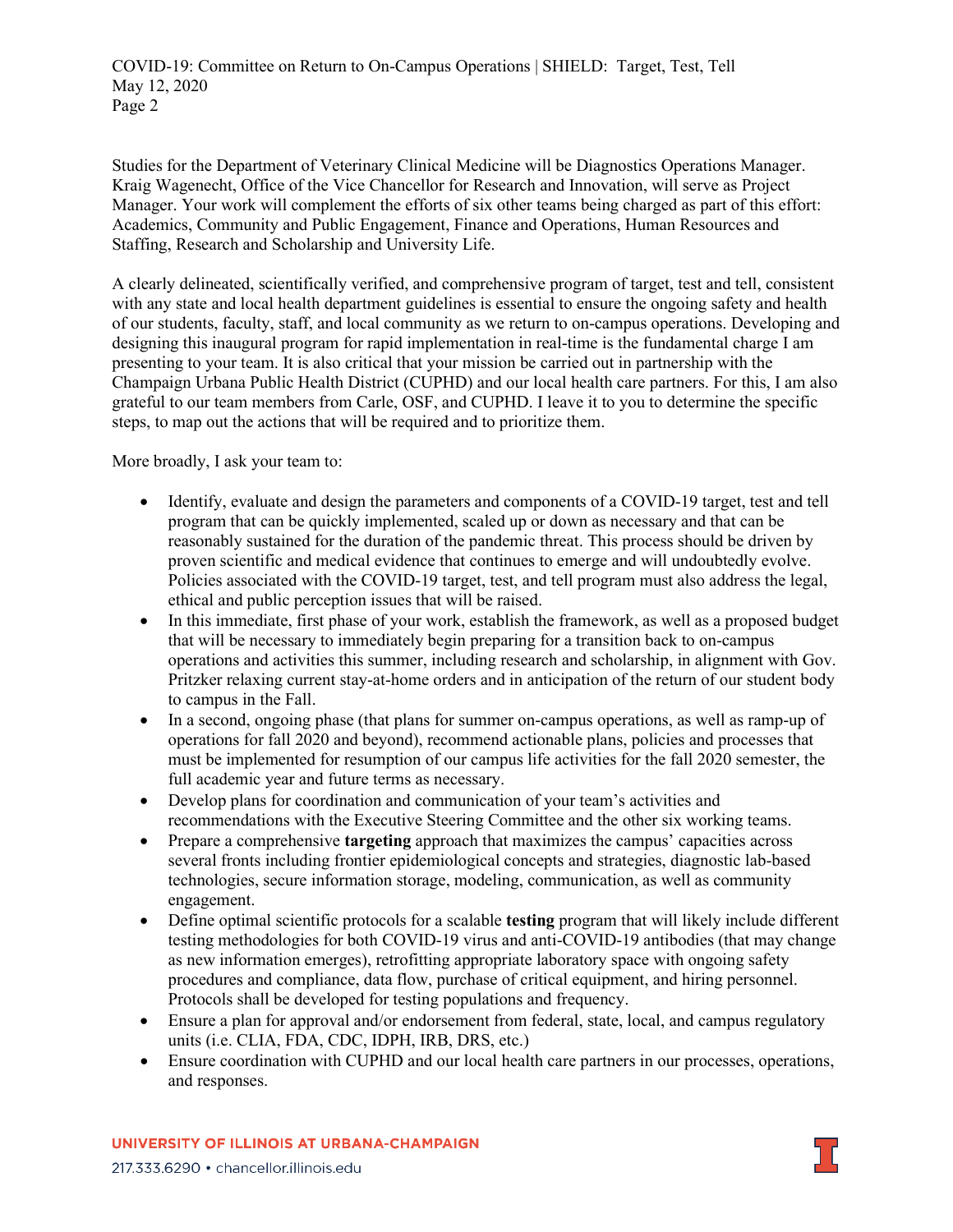Studies for the Department of Veterinary Clinical Medicine will be Diagnostics Operations Manager. Kraig Wagenecht, Office of the Vice Chancellor for Research and Innovation, will serve as Project Manager. Your work will complement the efforts of six other teams being charged as part of this effort: Academics, Community and Public Engagement, Finance and Operations, Human Resources and Staffing, Research and Scholarship and University Life.

A clearly delineated, scientifically verified, and comprehensive program of target, test and tell, consistent with any state and local health department guidelines is essential to ensure the ongoing safety and health of our students, faculty, staff, and local community as we return to on-campus operations. Developing and designing this inaugural program for rapid implementation in real-time is the fundamental charge I am presenting to your team. It is also critical that your mission be carried out in partnership with the Champaign Urbana Public Health District (CUPHD) and our local health care partners. For this, I am also grateful to our team members from Carle, OSF, and CUPHD. I leave it to you to determine the specific steps, to map out the actions that will be required and to prioritize them.

More broadly, I ask your team to:

- Identify, evaluate and design the parameters and components of a COVID-19 target, test and tell program that can be quickly implemented, scaled up or down as necessary and that can be reasonably sustained for the duration of the pandemic threat. This process should be driven by proven scientific and medical evidence that continues to emerge and will undoubtedly evolve. Policies associated with the COVID-19 target, test, and tell program must also address the legal, ethical and public perception issues that will be raised.
- In this immediate, first phase of your work, establish the framework, as well as a proposed budget that will be necessary to immediately begin preparing for a transition back to on-campus operations and activities this summer, including research and scholarship, in alignment with Gov. Pritzker relaxing current stay-at-home orders and in anticipation of the return of our student body to campus in the Fall.
- In a second, ongoing phase (that plans for summer on-campus operations, as well as ramp-up of operations for fall 2020 and beyond), recommend actionable plans, policies and processes that must be implemented for resumption of our campus life activities for the fall 2020 semester, the full academic year and future terms as necessary.
- Develop plans for coordination and communication of your team's activities and recommendations with the Executive Steering Committee and the other six working teams.
- Prepare a comprehensive **targeting** approach that maximizes the campus' capacities across several fronts including frontier epidemiological concepts and strategies, diagnostic lab-based technologies, secure information storage, modeling, communication, as well as community engagement.
- Define optimal scientific protocols for a scalable **testing** program that will likely include different testing methodologies for both COVID-19 virus and anti-COVID-19 antibodies (that may change as new information emerges), retrofitting appropriate laboratory space with ongoing safety procedures and compliance, data flow, purchase of critical equipment, and hiring personnel. Protocols shall be developed for testing populations and frequency.
- Ensure a plan for approval and/or endorsement from federal, state, local, and campus regulatory units (i.e. CLIA, FDA, CDC, IDPH, IRB, DRS, etc.)
- Ensure coordination with CUPHD and our local health care partners in our processes, operations, and responses.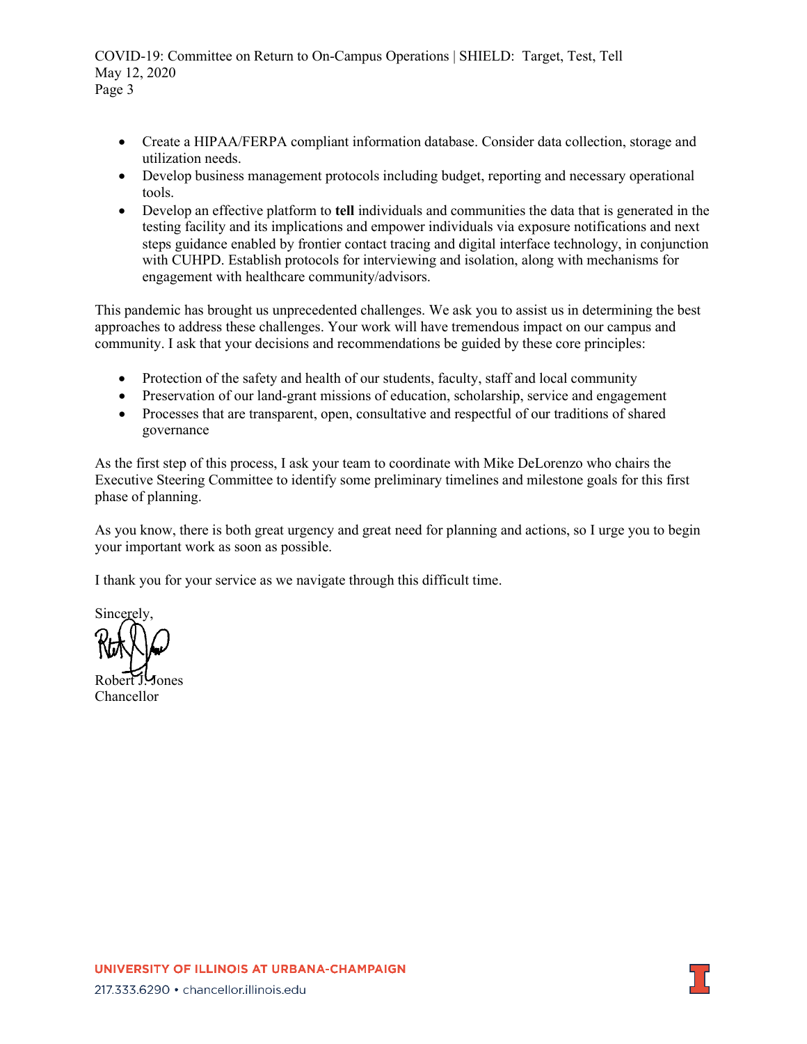- Create a HIPAA/FERPA compliant information database. Consider data collection, storage and utilization needs.
- Develop business management protocols including budget, reporting and necessary operational tools.
- Develop an effective platform to **tell** individuals and communities the data that is generated in the testing facility and its implications and empower individuals via exposure notifications and next steps guidance enabled by frontier contact tracing and digital interface technology, in conjunction with CUHPD. Establish protocols for interviewing and isolation, along with mechanisms for engagement with healthcare community/advisors.

This pandemic has brought us unprecedented challenges. We ask you to assist us in determining the best approaches to address these challenges. Your work will have tremendous impact on our campus and community. I ask that your decisions and recommendations be guided by these core principles:

- Protection of the safety and health of our students, faculty, staff and local community
- Preservation of our land-grant missions of education, scholarship, service and engagement
- Processes that are transparent, open, consultative and respectful of our traditions of shared governance

As the first step of this process, I ask your team to coordinate with Mike DeLorenzo who chairs the Executive Steering Committee to identify some preliminary timelines and milestone goals for this first phase of planning.

As you know, there is both great urgency and great need for planning and actions, so I urge you to begin your important work as soon as possible.

I thank you for your service as we navigate through this difficult time.

Sincerely,

Robert J. Jones
Chancellor